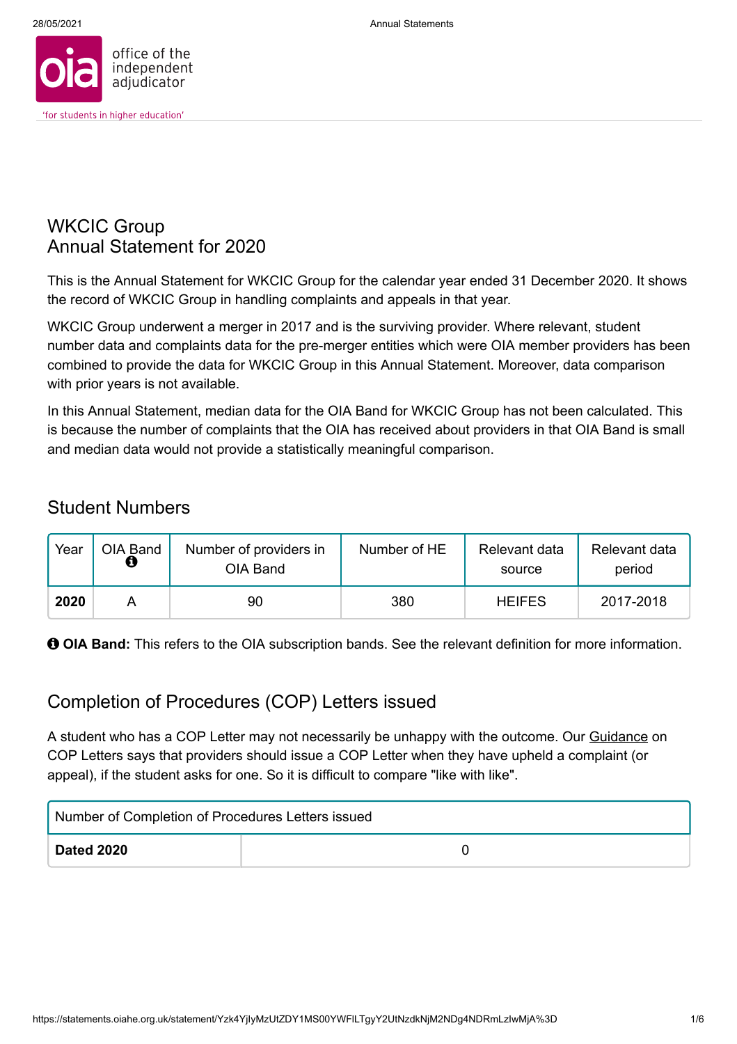# WKCIC Group
## Annual Statement for 2020

This is the Annual Statement for WKCIC Group for the calendar year ended 31 December 2020. It shows the record of WKCIC Group in handling complaints and appeals in that year.

WKCIC Group underwent a merger in 2017 and is the surviving provider. Where relevant, student number data and complaints data for the pre-merger entities which were OIA member providers has been combined to provide the data for WKCIC Group in this Annual Statement. Moreover, data comparison with prior years is not available.

In this Annual Statement, median data for the OIA Band for WKCIC Group has not been calculated. This is because the number of complaints that the OIA has received about providers in that OIA Band is small and median data would not provide a statistically meaningful comparison.

## Student Numbers

| Year | OIA Band | Number of providers in OIA Band | Number of HE | Relevant data source | Relevant data period |
|---|---|---|---|---|---|
| **2020** | A | 90 | 380 | HEIFES | 2017-2018 |

**OIA Band:** This refers to the OIA subscription bands. See the relevant definition for more information.

## Completion of Procedures (COP) Letters issued

A student who has a COP Letter may not necessarily be unhappy with the outcome. Our Guidance on COP Letters says that providers should issue a COP Letter when they have upheld a complaint (or appeal), if the student asks for one. So it is difficult to compare "like with like".

| Number of Completion of Procedures Letters issued | |
|---|---|
| **Dated 2020** | 0 |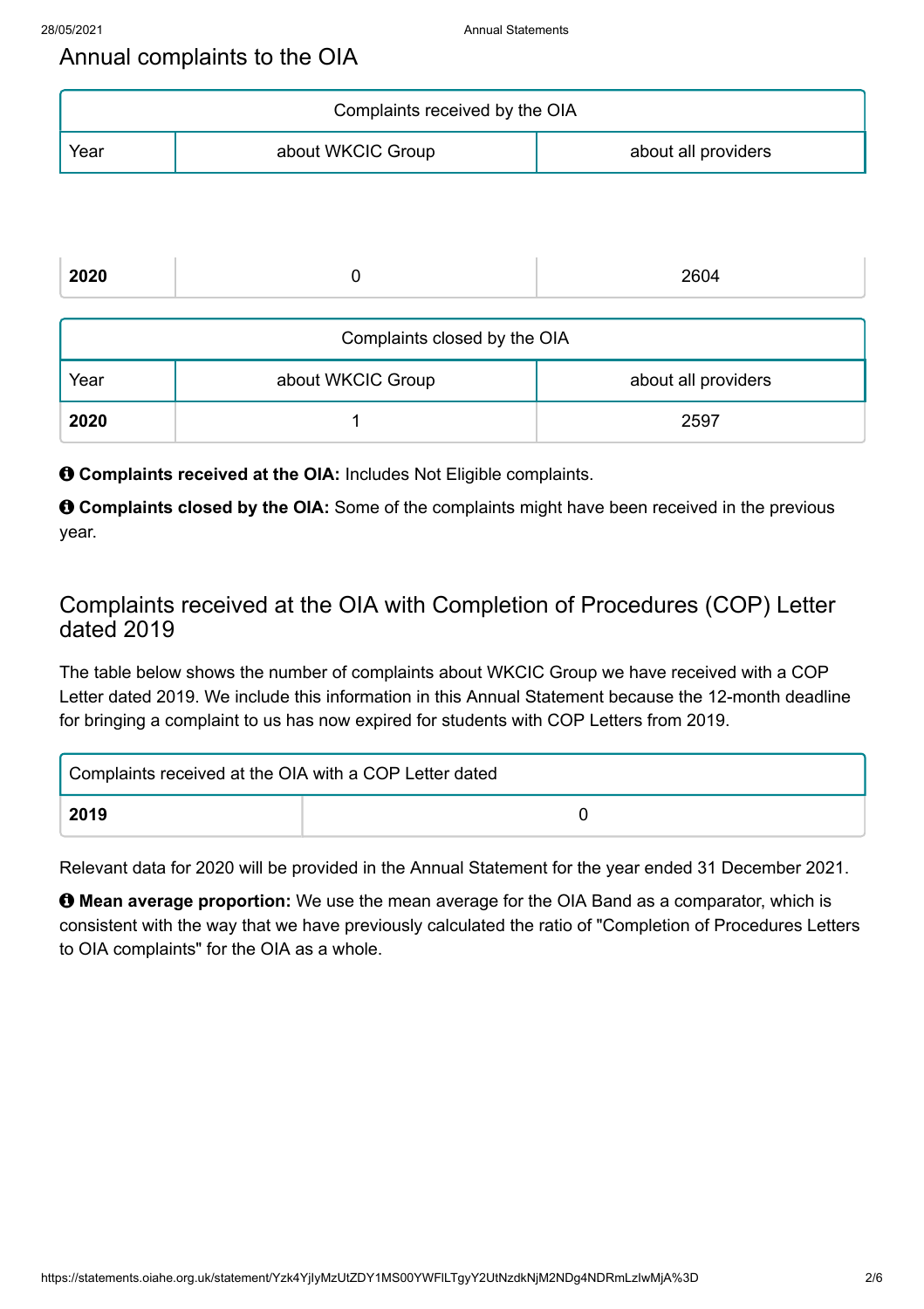## Annual complaints to the OIA

| Complaints received by the OIA | | |
|---|---|---|
| Year | about WKCIC Group | about all providers |
| **2020** | 0 | 2604 |

| Complaints closed by the OIA | | |
|---|---|---|
| Year | about WKCIC Group | about all providers |
| **2020** | 1 | 2597 |

**Complaints received at the OIA:** Includes Not Eligible complaints.

**Complaints closed by the OIA:** Some of the complaints might have been received in the previous year.

## Complaints received at the OIA with Completion of Procedures (COP) Letter dated 2019

The table below shows the number of complaints about WKCIC Group we have received with a COP Letter dated 2019. We include this information in this Annual Statement because the 12-month deadline for bringing a complaint to us has now expired for students with COP Letters from 2019.

| Complaints received at the OIA with a COP Letter dated | |
|---|---|
| **2019** | 0 |

Relevant data for 2020 will be provided in the Annual Statement for the year ended 31 December 2021.

**Mean average proportion:** We use the mean average for the OIA Band as a comparator, which is consistent with the way that we have previously calculated the ratio of "Completion of Procedures Letters to OIA complaints" for the OIA as a whole.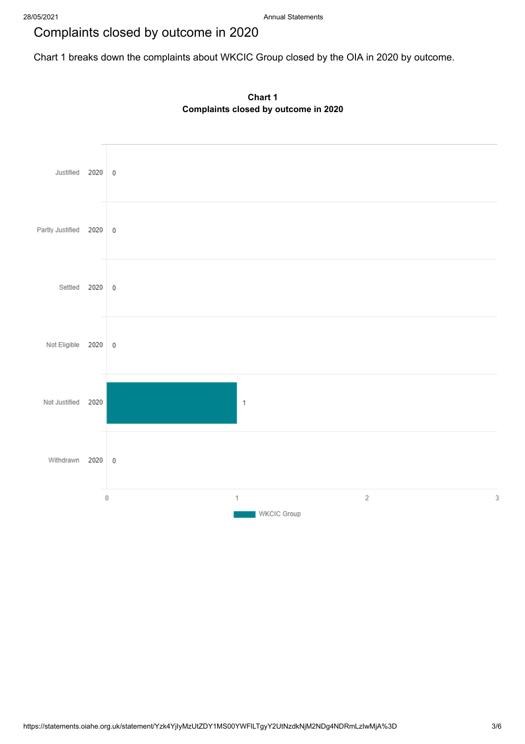# Complaints closed by outcome in 2020

Chart 1 breaks down the complaints about WKCIC Group closed by the OIA in 2020 by outcome.

**Chart 1**
**Complaints closed by outcome in 2020**

| Outcome | Year | WKCIC Group |
| --- | --- | --- |
| Justified | 2020 | 0 |
| Partly Justified | 2020 | 0 |
| Settled | 2020 | 0 |
| Not Eligible | 2020 | 0 |
| Not Justified | 2020 | 1 |
| Withdrawn | 2020 | 0 |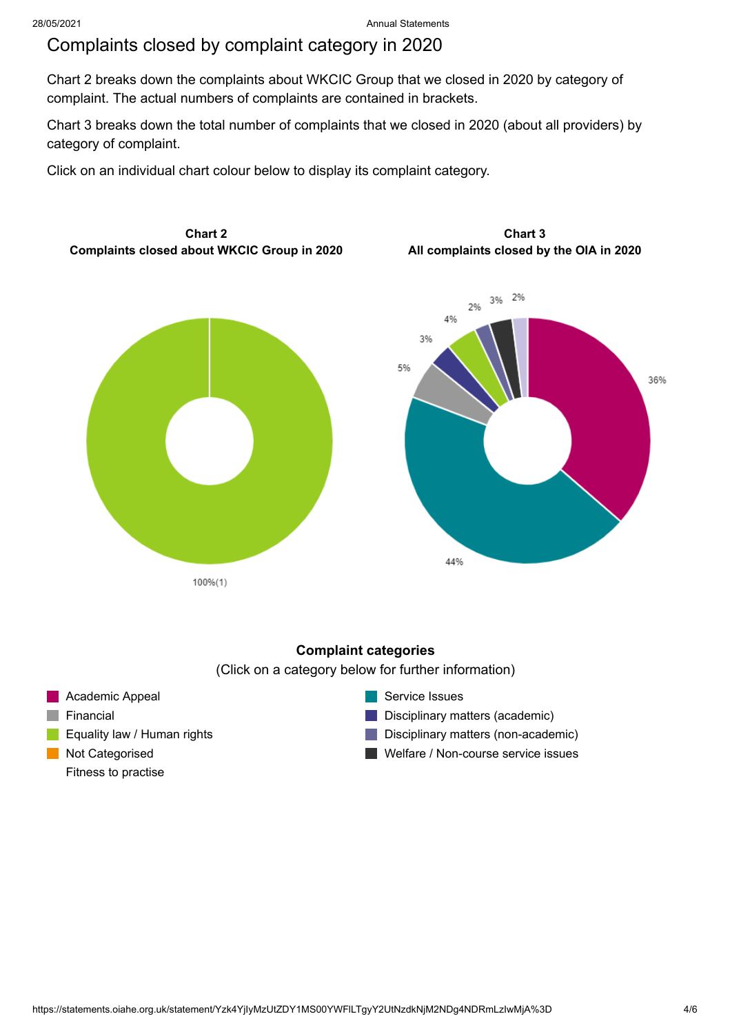# Complaints closed by complaint category in 2020

Chart 2 breaks down the complaints about WKCIC Group that we closed in 2020 by category of complaint. The actual numbers of complaints are contained in brackets.

Chart 3 breaks down the total number of complaints that we closed in 2020 (about all providers) by category of complaint.

Click on an individual chart colour below to display its complaint category.

**Chart 2**
**Complaints closed about WKCIC Group in 2020**

100%(1)

**Chart 3**
**All complaints closed by the OIA in 2020**

36%
44%
5%
3%
4%
2%
3%
2%

**Complaint categories**

(Click on a category below for further information)

- Academic Appeal
- Financial
- Equality law / Human rights
- Not Categorised
- Fitness to practise
- Service Issues
- Disciplinary matters (academic)
- Disciplinary matters (non-academic)
- Welfare / Non-course service issues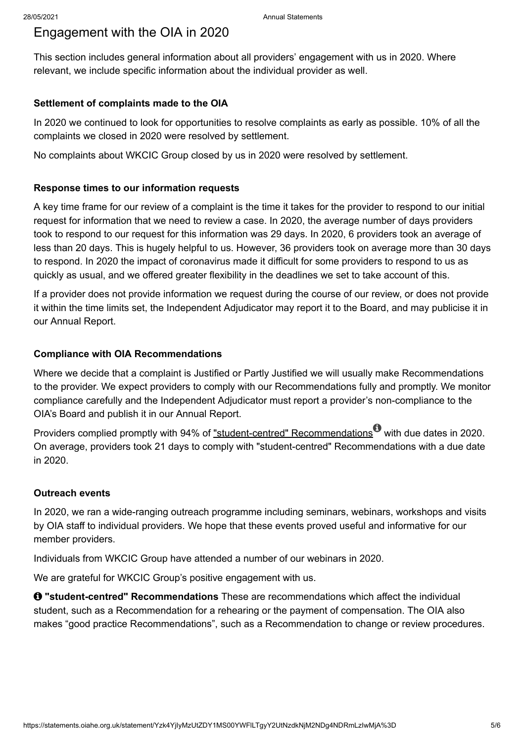# Engagement with the OIA in 2020

This section includes general information about all providers' engagement with us in 2020. Where relevant, we include specific information about the individual provider as well.

**Settlement of complaints made to the OIA**

In 2020 we continued to look for opportunities to resolve complaints as early as possible. 10% of all the complaints we closed in 2020 were resolved by settlement.

No complaints about WKCIC Group closed by us in 2020 were resolved by settlement.

**Response times to our information requests**

A key time frame for our review of a complaint is the time it takes for the provider to respond to our initial request for information that we need to review a case. In 2020, the average number of days providers took to respond to our request for this information was 29 days. In 2020, 6 providers took an average of less than 20 days. This is hugely helpful to us. However, 36 providers took on average more than 30 days to respond. In 2020 the impact of coronavirus made it difficult for some providers to respond to us as quickly as usual, and we offered greater flexibility in the deadlines we set to take account of this.

If a provider does not provide information we request during the course of our review, or does not provide it within the time limits set, the Independent Adjudicator may report it to the Board, and may publicise it in our Annual Report.

**Compliance with OIA Recommendations**

Where we decide that a complaint is Justified or Partly Justified we will usually make Recommendations to the provider. We expect providers to comply with our Recommendations fully and promptly. We monitor compliance carefully and the Independent Adjudicator must report a provider's non-compliance to the OIA's Board and publish it in our Annual Report.

Providers complied promptly with 94% of "student-centred" Recommendations with due dates in 2020. On average, providers took 21 days to comply with "student-centred" Recommendations with a due date in 2020.

**Outreach events**

In 2020, we ran a wide-ranging outreach programme including seminars, webinars, workshops and visits by OIA staff to individual providers. We hope that these events proved useful and informative for our member providers.

Individuals from WKCIC Group have attended a number of our webinars in 2020.

We are grateful for WKCIC Group's positive engagement with us.

**"student-centred" Recommendations** These are recommendations which affect the individual student, such as a Recommendation for a rehearing or the payment of compensation. The OIA also makes "good practice Recommendations", such as a Recommendation to change or review procedures.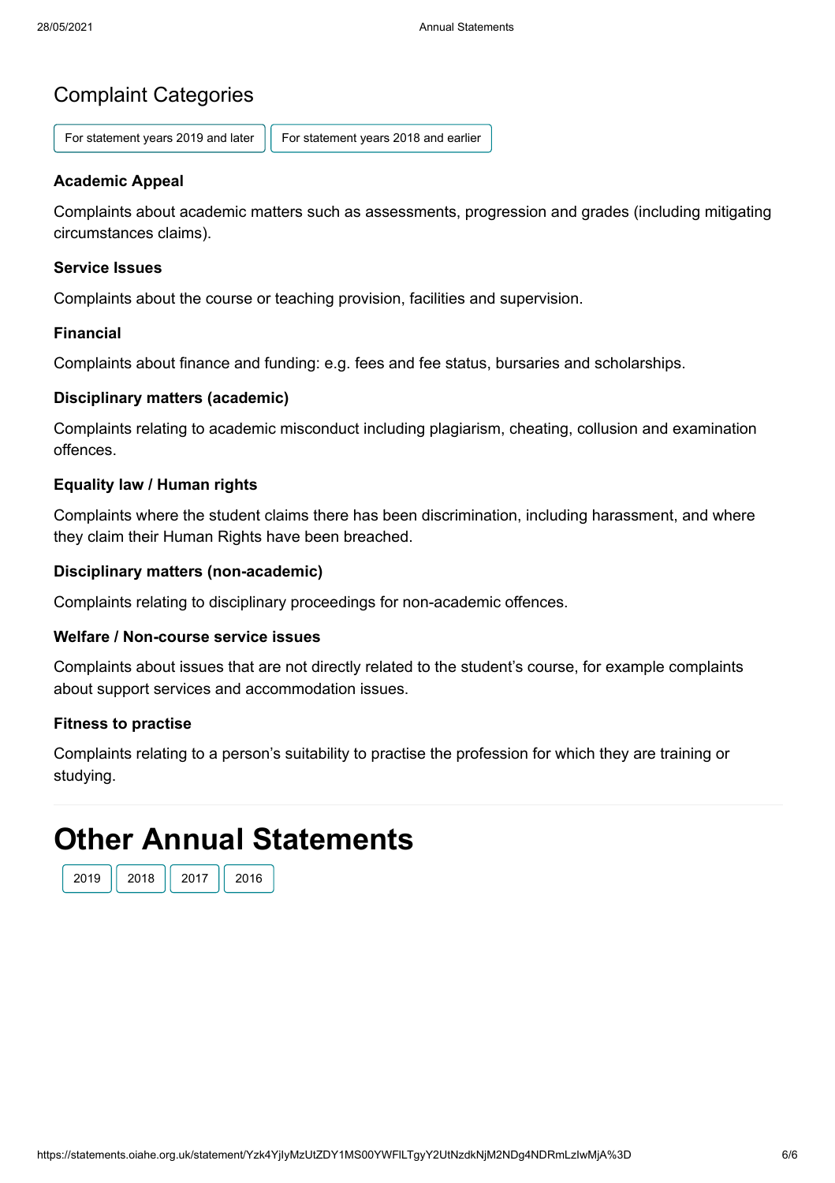## Complaint Categories

For statement years 2019 and later | For statement years 2018 and earlier

**Academic Appeal**

Complaints about academic matters such as assessments, progression and grades (including mitigating circumstances claims).

**Service Issues**

Complaints about the course or teaching provision, facilities and supervision.

**Financial**

Complaints about finance and funding: e.g. fees and fee status, bursaries and scholarships.

**Disciplinary matters (academic)**

Complaints relating to academic misconduct including plagiarism, cheating, collusion and examination offences.

**Equality law / Human rights**

Complaints where the student claims there has been discrimination, including harassment, and where they claim their Human Rights have been breached.

**Disciplinary matters (non-academic)**

Complaints relating to disciplinary proceedings for non-academic offences.

**Welfare / Non-course service issues**

Complaints about issues that are not directly related to the student's course, for example complaints about support services and accommodation issues.

**Fitness to practise**

Complaints relating to a person's suitability to practise the profession for which they are training or studying.

# Other Annual Statements

2019 | 2018 | 2017 | 2016